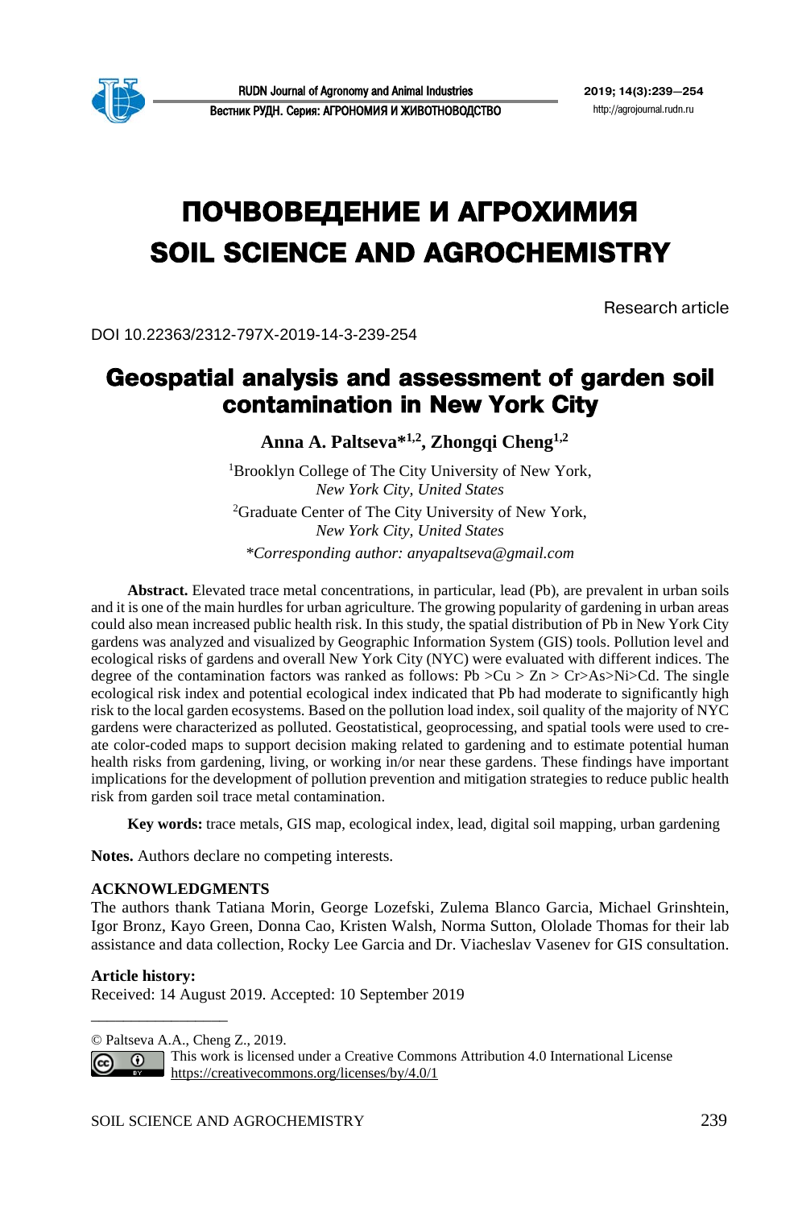# ПОЧВОВЕДЕНИЕ И АГРОХИМИЯ
# SOIL SCIENCE AND AGROCHEMISTRY

Research article

DOI 10.22363/2312-797X-2019-14-3-239-254

## Geospatial analysis and assessment of garden soil contamination in New York City

**Anna A. Paltseva*[1,2], Zhongqi Cheng[1,2]**

[1]Brooklyn College of The City University of New York, *New York City, United States*

[2]Graduate Center of The City University of New York, *New York City, United States*

**Corresponding author: anyapaltseva@gmail.com*

**Abstract.** Elevated trace metal concentrations, in particular, lead (Pb), are prevalent in urban soils and it is one of the main hurdles for urban agriculture. The growing popularity of gardening in urban areas could also mean increased public health risk. In this study, the spatial distribution of Pb in New York City gardens was analyzed and visualized by Geographic Information System (GIS) tools. Pollution level and ecological risks of gardens and overall New York City (NYC) were evaluated with different indices. The degree of the contamination factors was ranked as follows: Pb >Cu > Zn > Cr>As>Ni>Cd. The single ecological risk index and potential ecological index indicated that Pb had moderate to significantly high risk to the local garden ecosystems. Based on the pollution load index, soil quality of the majority of NYC gardens were characterized as polluted. Geostatistical, geoprocessing, and spatial tools were used to create color-coded maps to support decision making related to gardening and to estimate potential human health risks from gardening, living, or working in/or near these gardens. These findings have important implications for the development of pollution prevention and mitigation strategies to reduce public health risk from garden soil trace metal contamination.

**Key words:** trace metals, GIS map, ecological index, lead, digital soil mapping, urban gardening

**Notes.** Authors declare no competing interests.

**ACKNOWLEDGMENTS**

The authors thank Tatiana Morin, George Lozefski, Zulema Blanco Garcia, Michael Grinshtein, Igor Bronz, Kayo Green, Donna Cao, Kristen Walsh, Norma Sutton, Ololade Thomas for their lab assistance and data collection, Rocky Lee Garcia and Dr. Viacheslav Vasenev for GIS consultation.

**Article history:**

Received: 14 August 2019. Accepted: 10 September 2019

© Paltseva A.A., Cheng Z., 2019.

This work is licensed under a Creative Commons Attribution 4.0 International License https://creativecommons.org/licenses/by/4.0/1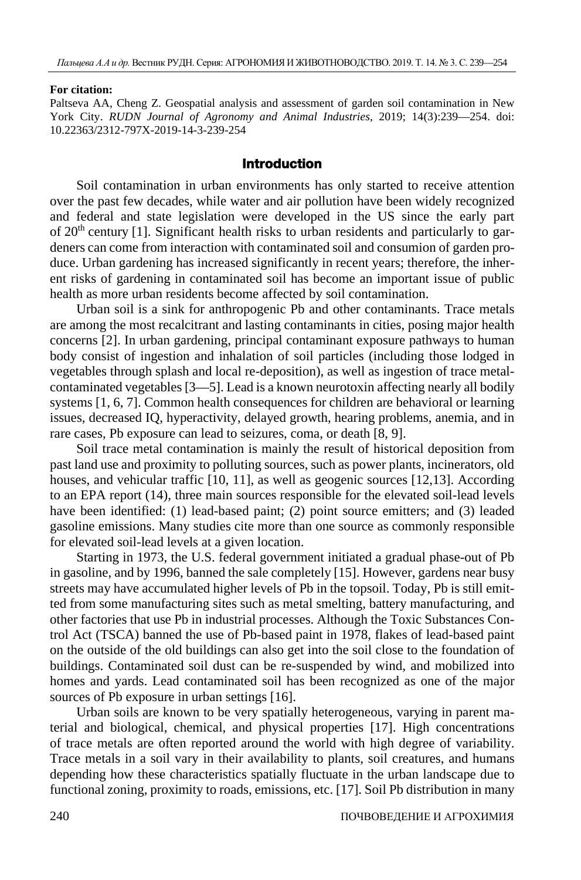**For citation:**

Paltseva AA, Cheng Z. Geospatial analysis and assessment of garden soil contamination in New York City. *RUDN Journal of Agronomy and Animal Industries*, 2019; 14(3):239—254. doi: 10.22363/2312-797X-2019-14-3-239-254

## Introduction

Soil contamination in urban environments has only started to receive attention over the past few decades, while water and air pollution have been widely recognized and federal and state legislation were developed in the US since the early part of 20$^{th}$ century [1]. Significant health risks to urban residents and particularly to gardeners can come from interaction with contaminated soil and consumion of garden produce. Urban gardening has increased significantly in recent years; therefore, the inherent risks of gardening in contaminated soil has become an important issue of public health as more urban residents become affected by soil contamination.

Urban soil is a sink for anthropogenic Pb and other contaminants. Trace metals are among the most recalcitrant and lasting contaminants in cities, posing major health concerns [2]. In urban gardening, principal contaminant exposure pathways to human body consist of ingestion and inhalation of soil particles (including those lodged in vegetables through splash and local re-deposition), as well as ingestion of trace metal-contaminated vegetables [3—5]. Lead is a known neurotoxin affecting nearly all bodily systems [1, 6, 7]. Common health consequences for children are behavioral or learning issues, decreased IQ, hyperactivity, delayed growth, hearing problems, anemia, and in rare cases, Pb exposure can lead to seizures, coma, or death [8, 9].

Soil trace metal contamination is mainly the result of historical deposition from past land use and proximity to polluting sources, such as power plants, incinerators, old houses, and vehicular traffic [10, 11], as well as geogenic sources [12,13]. According to an EPA report (14), three main sources responsible for the elevated soil-lead levels have been identified: (1) lead-based paint; (2) point source emitters; and (3) leaded gasoline emissions. Many studies cite more than one source as commonly responsible for elevated soil-lead levels at a given location.

Starting in 1973, the U.S. federal government initiated a gradual phase-out of Pb in gasoline, and by 1996, banned the sale completely [15]. However, gardens near busy streets may have accumulated higher levels of Pb in the topsoil. Today, Pb is still emitted from some manufacturing sites such as metal smelting, battery manufacturing, and other factories that use Pb in industrial processes. Although the Toxic Substances Control Act (TSCA) banned the use of Pb-based paint in 1978, flakes of lead-based paint on the outside of the old buildings can also get into the soil close to the foundation of buildings. Contaminated soil dust can be re-suspended by wind, and mobilized into homes and yards. Lead contaminated soil has been recognized as one of the major sources of Pb exposure in urban settings [16].

Urban soils are known to be very spatially heterogeneous, varying in parent material and biological, chemical, and physical properties [17]. High concentrations of trace metals are often reported around the world with high degree of variability. Trace metals in a soil vary in their availability to plants, soil creatures, and humans depending how these characteristics spatially fluctuate in the urban landscape due to functional zoning, proximity to roads, emissions, etc. [17]. Soil Pb distribution in many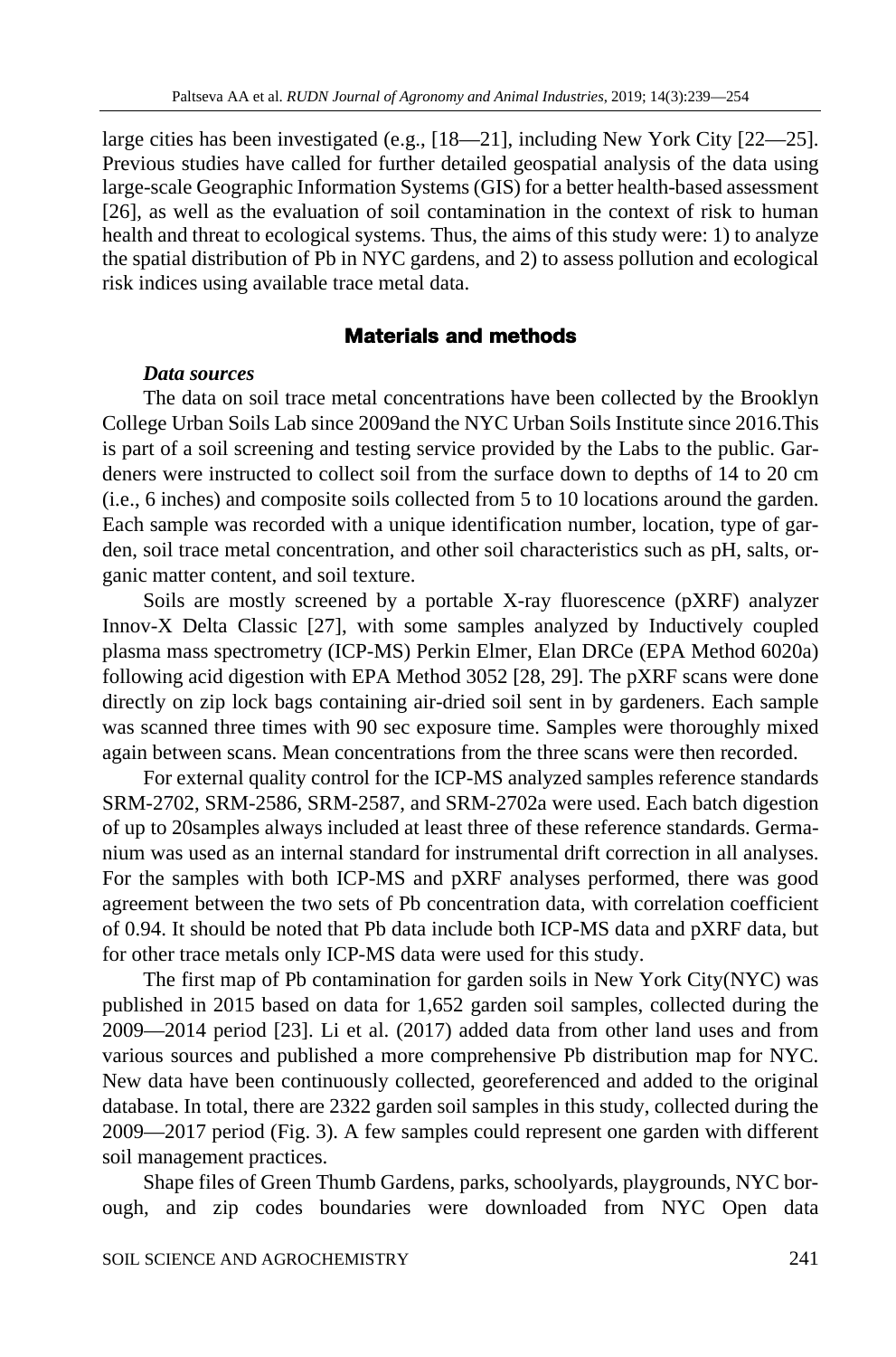large cities has been investigated (e.g., [18—21], including New York City [22—25]. Previous studies have called for further detailed geospatial analysis of the data using large-scale Geographic Information Systems (GIS) for a better health-based assessment [26], as well as the evaluation of soil contamination in the context of risk to human health and threat to ecological systems. Thus, the aims of this study were: 1) to analyze the spatial distribution of Pb in NYC gardens, and 2) to assess pollution and ecological risk indices using available trace metal data.

## Materials and methods

### *Data sources*

The data on soil trace metal concentrations have been collected by the Brooklyn College Urban Soils Lab since 2009and the NYC Urban Soils Institute since 2016.This is part of a soil screening and testing service provided by the Labs to the public. Gardeners were instructed to collect soil from the surface down to depths of 14 to 20 cm (i.e., 6 inches) and composite soils collected from 5 to 10 locations around the garden. Each sample was recorded with a unique identification number, location, type of garden, soil trace metal concentration, and other soil characteristics such as pH, salts, organic matter content, and soil texture.

Soils are mostly screened by a portable X-ray fluorescence (pXRF) analyzer Innov-X Delta Classic [27], with some samples analyzed by Inductively coupled plasma mass spectrometry (ICP-MS) Perkin Elmer, Elan DRCe (EPA Method 6020a) following acid digestion with EPA Method 3052 [28, 29]. The pXRF scans were done directly on zip lock bags containing air-dried soil sent in by gardeners. Each sample was scanned three times with 90 sec exposure time. Samples were thoroughly mixed again between scans. Mean concentrations from the three scans were then recorded.

For external quality control for the ICP-MS analyzed samples reference standards SRM-2702, SRM-2586, SRM-2587, and SRM-2702a were used. Each batch digestion of up to 20samples always included at least three of these reference standards. Germanium was used as an internal standard for instrumental drift correction in all analyses. For the samples with both ICP-MS and pXRF analyses performed, there was good agreement between the two sets of Pb concentration data, with correlation coefficient of 0.94. It should be noted that Pb data include both ICP-MS data and pXRF data, but for other trace metals only ICP-MS data were used for this study.

The first map of Pb contamination for garden soils in New York City(NYC) was published in 2015 based on data for 1,652 garden soil samples, collected during the 2009—2014 period [23]. Li et al. (2017) added data from other land uses and from various sources and published a more comprehensive Pb distribution map for NYC. New data have been continuously collected, georeferenced and added to the original database. In total, there are 2322 garden soil samples in this study, collected during the 2009—2017 period (Fig. 3). A few samples could represent one garden with different soil management practices.

Shape files of Green Thumb Gardens, parks, schoolyards, playgrounds, NYC borough, and zip codes boundaries were downloaded from NYC Open data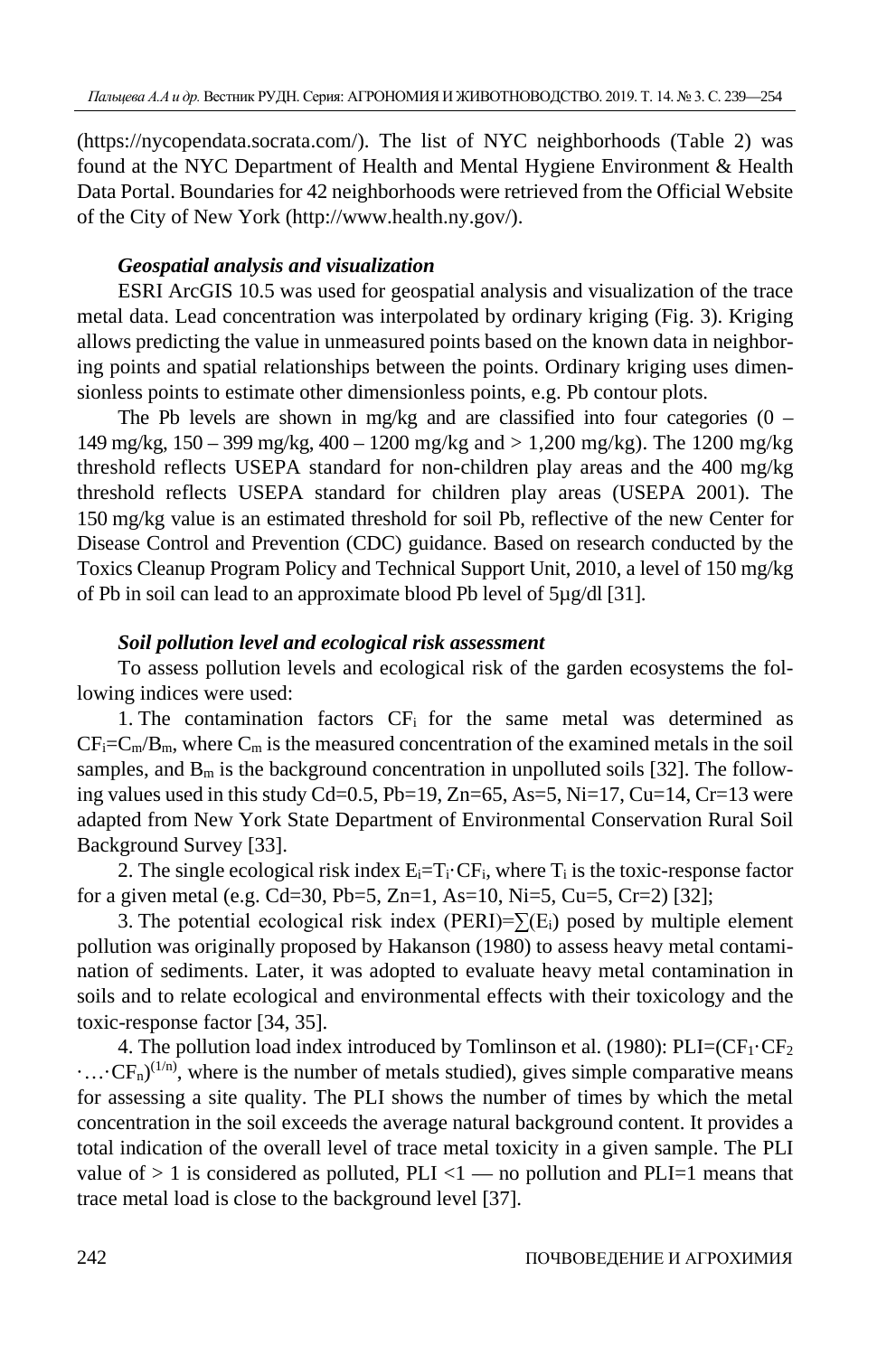(https://nycopendata.socrata.com/). The list of NYC neighborhoods (Table 2) was found at the NYC Department of Health and Mental Hygiene Environment & Health Data Portal. Boundaries for 42 neighborhoods were retrieved from the Official Website of the City of New York (http://www.health.ny.gov/).

### *Geospatial analysis and visualization*

ESRI ArcGIS 10.5 was used for geospatial analysis and visualization of the trace metal data. Lead concentration was interpolated by ordinary kriging (Fig. 3). Kriging allows predicting the value in unmeasured points based on the known data in neighboring points and spatial relationships between the points. Ordinary kriging uses dimensionless points to estimate other dimensionless points, e.g. Pb contour plots.

The Pb levels are shown in mg/kg and are classified into four categories (0 – 149 mg/kg, 150 – 399 mg/kg, 400 – 1200 mg/kg and > 1,200 mg/kg). The 1200 mg/kg threshold reflects USEPA standard for non-children play areas and the 400 mg/kg threshold reflects USEPA standard for children play areas (USEPA 2001). The 150 mg/kg value is an estimated threshold for soil Pb, reflective of the new Center for Disease Control and Prevention (CDC) guidance. Based on research conducted by the Toxics Cleanup Program Policy and Technical Support Unit, 2010, a level of 150 mg/kg of Pb in soil can lead to an approximate blood Pb level of 5μg/dl [31].

### *Soil pollution level and ecological risk assessment*

To assess pollution levels and ecological risk of the garden ecosystems the following indices were used:

1. The contamination factors $CF_i$ for the same metal was determined as $CF_i = C_m/B_m$, where $C_m$ is the measured concentration of the examined metals in the soil samples, and $B_m$ is the background concentration in unpolluted soils [32]. The following values used in this study Cd=0.5, Pb=19, Zn=65, As=5, Ni=17, Cu=14, Cr=13 were adapted from New York State Department of Environmental Conservation Rural Soil Background Survey [33].

2. The single ecological risk index $E_i = T_i \cdot CF_i$, where $T_i$ is the toxic-response factor for a given metal (e.g. Cd=30, Pb=5, Zn=1, As=10, Ni=5, Cu=5, Cr=2) [32];

3. The potential ecological risk index $(PERI) = \sum(E_i)$ posed by multiple element pollution was originally proposed by Hakanson (1980) to assess heavy metal contamination of sediments. Later, it was adopted to evaluate heavy metal contamination in soils and to relate ecological and environmental effects with their toxicology and the toxic-response factor [34, 35].

4. The pollution load index introduced by Tomlinson et al. (1980): $PLI = (CF_1 \cdot CF_2 \cdot \ldots \cdot CF_n)^{(1/n)}$, where is the number of metals studied), gives simple comparative means for assessing a site quality. The PLI shows the number of times by which the metal concentration in the soil exceeds the average natural background content. It provides a total indication of the overall level of trace metal toxicity in a given sample. The PLI value of > 1 is considered as polluted, PLI <1 — no pollution and PLI=1 means that trace metal load is close to the background level [37].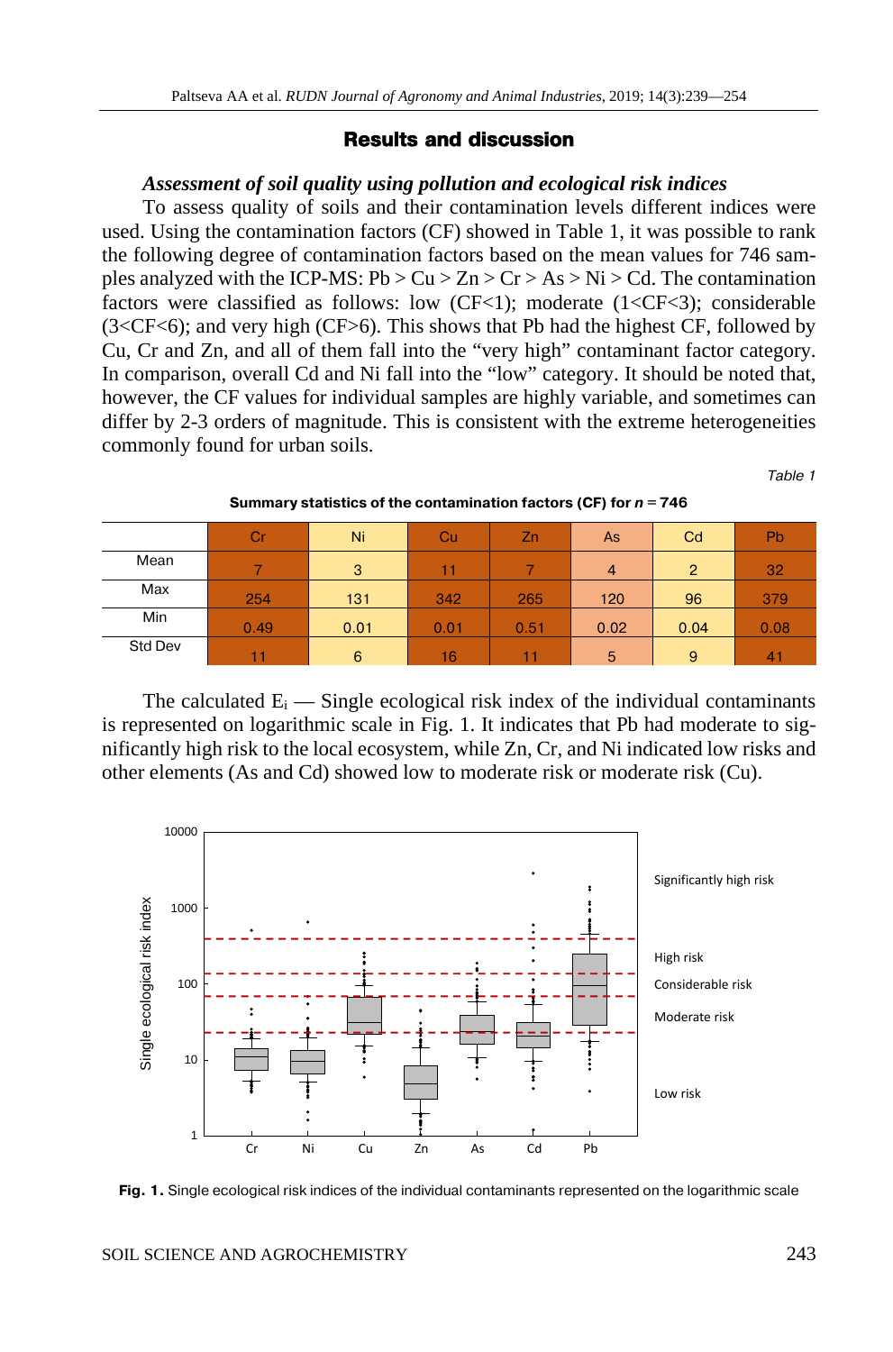## Results and discussion

### *Assessment of soil quality using pollution and ecological risk indices*

To assess quality of soils and their contamination levels different indices were used. Using the contamination factors (CF) showed in Table 1, it was possible to rank the following degree of contamination factors based on the mean values for 746 samples analyzed with the ICP-MS: Pb > Cu > Zn > Cr > As > Ni > Cd. The contamination factors were classified as follows: low (CF<1); moderate (1<CF<3); considerable (3<CF<6); and very high (CF>6). This shows that Pb had the highest CF, followed by Cu, Cr and Zn, and all of them fall into the "very high" contaminant factor category. In comparison, overall Cd and Ni fall into the "low" category. It should be noted that, however, the CF values for individual samples are highly variable, and sometimes can differ by 2-3 orders of magnitude. This is consistent with the extreme heterogeneities commonly found for urban soils.

*Table 1*

**Summary statistics of the contamination factors (CF) for *n* = 746**

| | Cr | Ni | Cu | Zn | As | Cd | Pb |
|---|---|---|---|---|---|---|---|
| Mean | 7 | 3 | 11 | 7 | 4 | 2 | 32 |
| Max | 254 | 131 | 342 | 265 | 120 | 96 | 379 |
| Min | 0.49 | 0.01 | 0.01 | 0.51 | 0.02 | 0.04 | 0.08 |
| Std Dev | 11 | 6 | 16 | 11 | 5 | 9 | 41 |

The calculated $E_i$ — Single ecological risk index of the individual contaminants is represented on logarithmic scale in Fig. 1. It indicates that Pb had moderate to significantly high risk to the local ecosystem, while Zn, Cr, and Ni indicated low risks and other elements (As and Cd) showed low to moderate risk or moderate risk (Cu).

**Fig. 1.** Single ecological risk indices of the individual contaminants represented on the logarithmic scale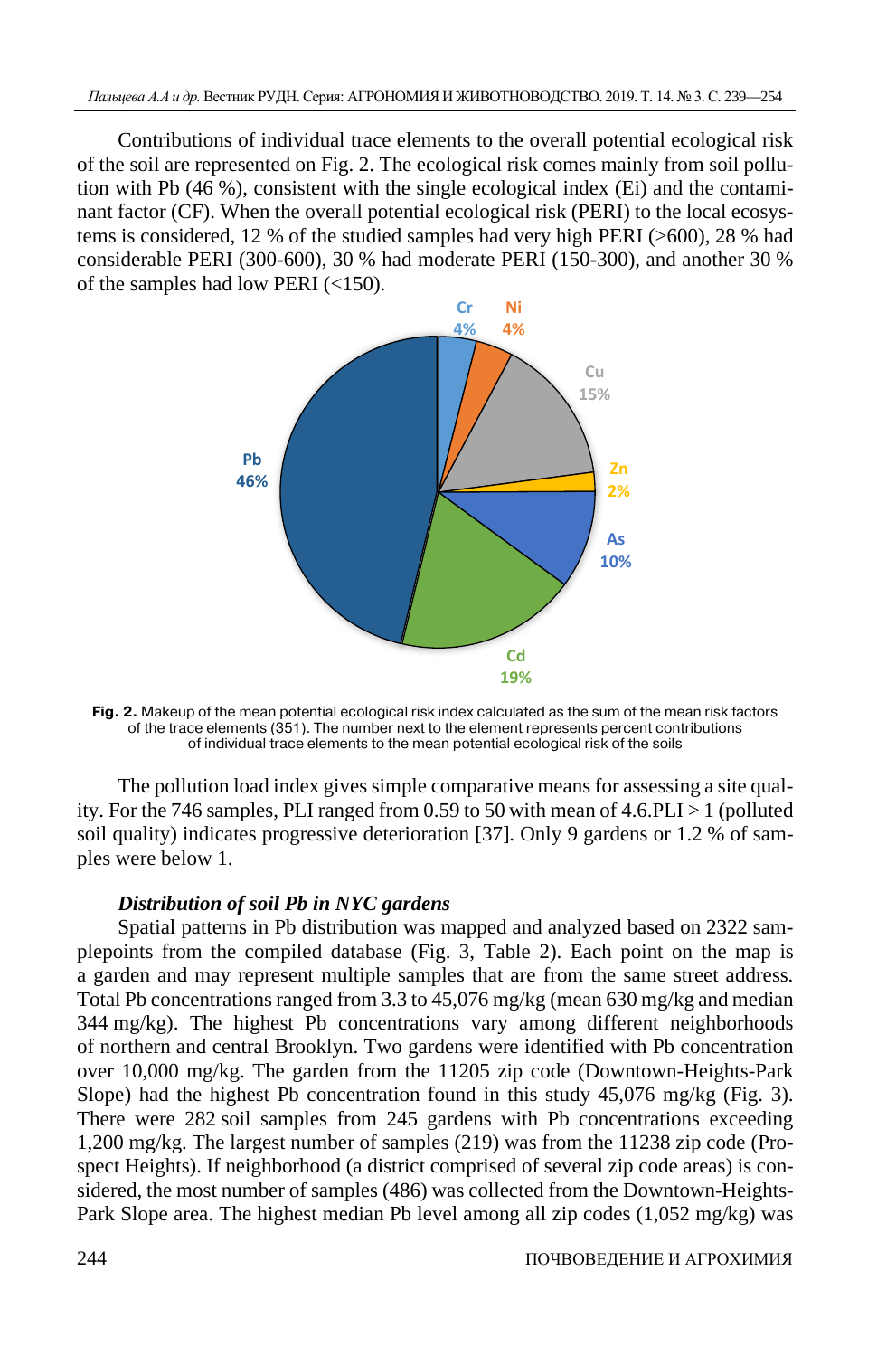Contributions of individual trace elements to the overall potential ecological risk of the soil are represented on Fig. 2. The ecological risk comes mainly from soil pollution with Pb (46 %), consistent with the single ecological index (Ei) and the contaminant factor (CF). When the overall potential ecological risk (PERI) to the local ecosystems is considered, 12 % of the studied samples had very high PERI (>600), 28 % had considerable PERI (300-600), 30 % had moderate PERI (150-300), and another 30 % of the samples had low PERI (<150).

**Fig. 2.** Makeup of the mean potential ecological risk index calculated as the sum of the mean risk factors of the trace elements (351). The number next to the element represents percent contributions of individual trace elements to the mean potential ecological risk of the soils

The pollution load index gives simple comparative means for assessing a site quality. For the 746 samples, PLI ranged from 0.59 to 50 with mean of 4.6.PLI > 1 (polluted soil quality) indicates progressive deterioration [37]. Only 9 gardens or 1.2 % of samples were below 1.

***Distribution of soil Pb in NYC gardens***

Spatial patterns in Pb distribution was mapped and analyzed based on 2322 samplepoints from the compiled database (Fig. 3, Table 2). Each point on the map is a garden and may represent multiple samples that are from the same street address. Total Pb concentrations ranged from 3.3 to 45,076 mg/kg (mean 630 mg/kg and median 344 mg/kg). The highest Pb concentrations vary among different neighborhoods of northern and central Brooklyn. Two gardens were identified with Pb concentration over 10,000 mg/kg. The garden from the 11205 zip code (Downtown-Heights-Park Slope) had the highest Pb concentration found in this study 45,076 mg/kg (Fig. 3). There were 282 soil samples from 245 gardens with Pb concentrations exceeding 1,200 mg/kg. The largest number of samples (219) was from the 11238 zip code (Prospect Heights). If neighborhood (a district comprised of several zip code areas) is considered, the most number of samples (486) was collected from the Downtown-Heights-Park Slope area. The highest median Pb level among all zip codes (1,052 mg/kg) was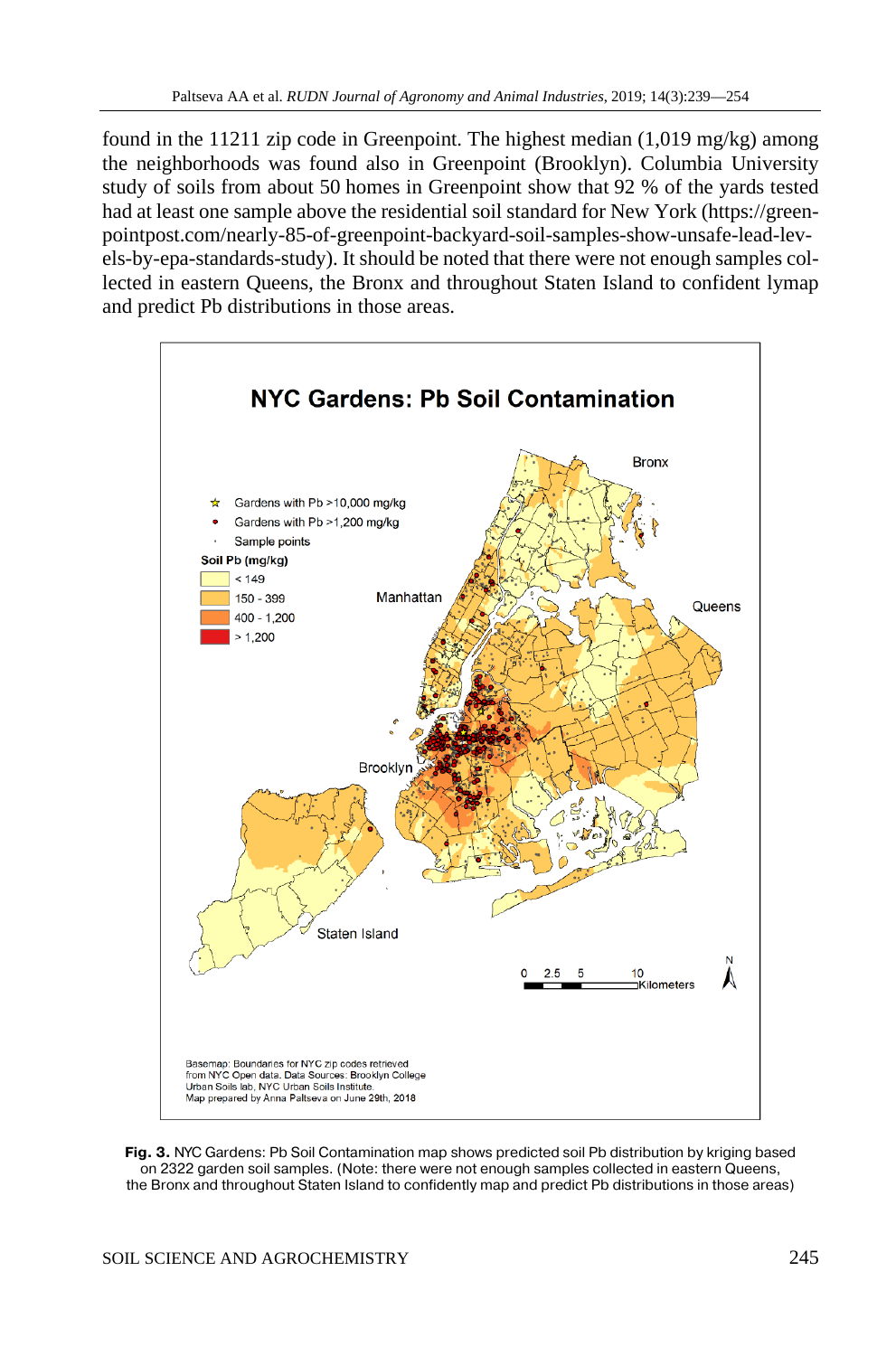found in the 11211 zip code in Greenpoint. The highest median (1,019 mg/kg) among the neighborhoods was found also in Greenpoint (Brooklyn). Columbia University study of soils from about 50 homes in Greenpoint show that 92 % of the yards tested had at least one sample above the residential soil standard for New York (https://greenpointpost.com/nearly-85-of-greenpoint-backyard-soil-samples-show-unsafe-lead-levels-by-epa-standards-study). It should be noted that there were not enough samples collected in eastern Queens, the Bronx and throughout Staten Island to confident lymap and predict Pb distributions in those areas.

**Fig. 3.** NYC Gardens: Pb Soil Contamination map shows predicted soil Pb distribution by kriging based on 2322 garden soil samples. (Note: there were not enough samples collected in eastern Queens, the Bronx and throughout Staten Island to confidently map and predict Pb distributions in those areas)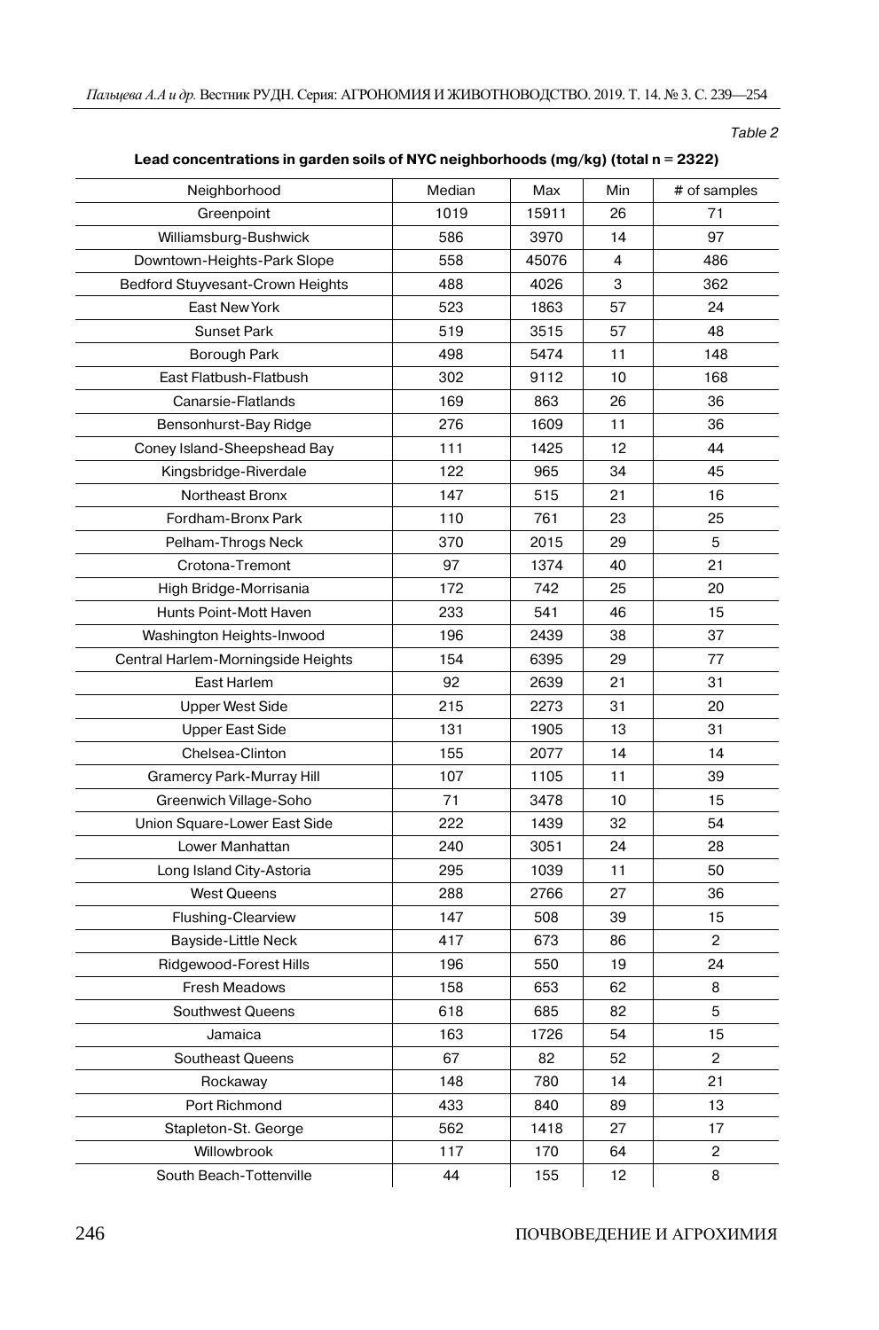*Table 2*

**Lead concentrations in garden soils of NYC neighborhoods (mg/kg) (total n = 2322)**

| Neighborhood | Median | Max | Min | # of samples |
|---|---|---|---|---|
| Greenpoint | 1019 | 15911 | 26 | 71 |
| Williamsburg-Bushwick | 586 | 3970 | 14 | 97 |
| Downtown-Heights-Park Slope | 558 | 45076 | 4 | 486 |
| Bedford Stuyvesant-Crown Heights | 488 | 4026 | 3 | 362 |
| East New York | 523 | 1863 | 57 | 24 |
| Sunset Park | 519 | 3515 | 57 | 48 |
| Borough Park | 498 | 5474 | 11 | 148 |
| East Flatbush-Flatbush | 302 | 9112 | 10 | 168 |
| Canarsie-Flatlands | 169 | 863 | 26 | 36 |
| Bensonhurst-Bay Ridge | 276 | 1609 | 11 | 36 |
| Coney Island-Sheepshead Bay | 111 | 1425 | 12 | 44 |
| Kingsbridge-Riverdale | 122 | 965 | 34 | 45 |
| Northeast Bronx | 147 | 515 | 21 | 16 |
| Fordham-Bronx Park | 110 | 761 | 23 | 25 |
| Pelham-Throgs Neck | 370 | 2015 | 29 | 5 |
| Crotona-Tremont | 97 | 1374 | 40 | 21 |
| High Bridge-Morrisania | 172 | 742 | 25 | 20 |
| Hunts Point-Mott Haven | 233 | 541 | 46 | 15 |
| Washington Heights-Inwood | 196 | 2439 | 38 | 37 |
| Central Harlem-Morningside Heights | 154 | 6395 | 29 | 77 |
| East Harlem | 92 | 2639 | 21 | 31 |
| Upper West Side | 215 | 2273 | 31 | 20 |
| Upper East Side | 131 | 1905 | 13 | 31 |
| Chelsea-Clinton | 155 | 2077 | 14 | 14 |
| Gramercy Park-Murray Hill | 107 | 1105 | 11 | 39 |
| Greenwich Village-Soho | 71 | 3478 | 10 | 15 |
| Union Square-Lower East Side | 222 | 1439 | 32 | 54 |
| Lower Manhattan | 240 | 3051 | 24 | 28 |
| Long Island City-Astoria | 295 | 1039 | 11 | 50 |
| West Queens | 288 | 2766 | 27 | 36 |
| Flushing-Clearview | 147 | 508 | 39 | 15 |
| Bayside-Little Neck | 417 | 673 | 86 | 2 |
| Ridgewood-Forest Hills | 196 | 550 | 19 | 24 |
| Fresh Meadows | 158 | 653 | 62 | 8 |
| Southwest Queens | 618 | 685 | 82 | 5 |
| Jamaica | 163 | 1726 | 54 | 15 |
| Southeast Queens | 67 | 82 | 52 | 2 |
| Rockaway | 148 | 780 | 14 | 21 |
| Port Richmond | 433 | 840 | 89 | 13 |
| Stapleton-St. George | 562 | 1418 | 27 | 17 |
| Willowbrook | 117 | 170 | 64 | 2 |
| South Beach-Tottenville | 44 | 155 | 12 | 8 |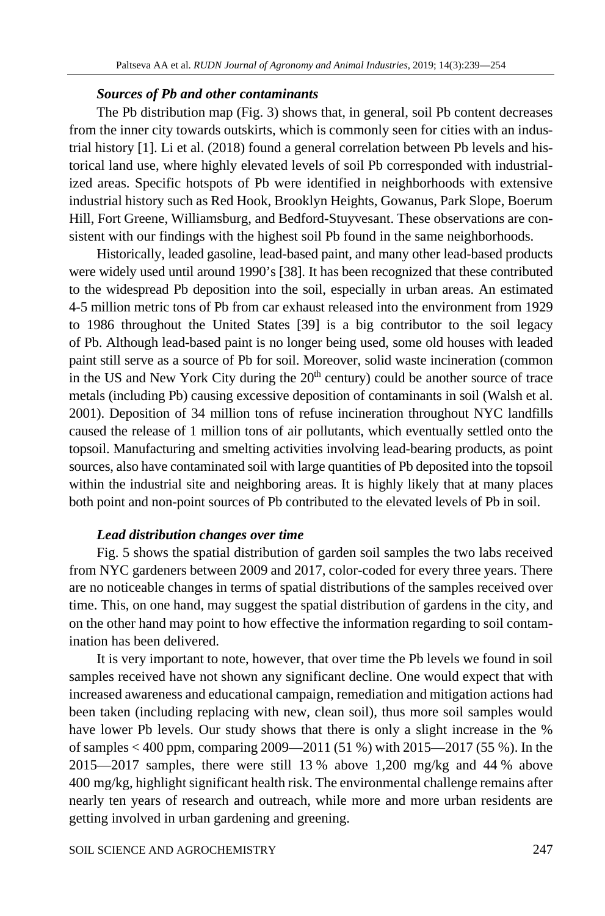### *Sources of Pb and other contaminants*

The Pb distribution map (Fig. 3) shows that, in general, soil Pb content decreases from the inner city towards outskirts, which is commonly seen for cities with an industrial history [1]. Li et al. (2018) found a general correlation between Pb levels and historical land use, where highly elevated levels of soil Pb corresponded with industrialized areas. Specific hotspots of Pb were identified in neighborhoods with extensive industrial history such as Red Hook, Brooklyn Heights, Gowanus, Park Slope, Boerum Hill, Fort Greene, Williamsburg, and Bedford-Stuyvesant. These observations are consistent with our findings with the highest soil Pb found in the same neighborhoods.

Historically, leaded gasoline, lead-based paint, and many other lead-based products were widely used until around 1990's [38]. It has been recognized that these contributed to the widespread Pb deposition into the soil, especially in urban areas. An estimated 4-5 million metric tons of Pb from car exhaust released into the environment from 1929 to 1986 throughout the United States [39] is a big contributor to the soil legacy of Pb. Although lead-based paint is no longer being used, some old houses with leaded paint still serve as a source of Pb for soil. Moreover, solid waste incineration (common in the US and New York City during the 20$^{th}$ century) could be another source of trace metals (including Pb) causing excessive deposition of contaminants in soil (Walsh et al. 2001). Deposition of 34 million tons of refuse incineration throughout NYC landfills caused the release of 1 million tons of air pollutants, which eventually settled onto the topsoil. Manufacturing and smelting activities involving lead-bearing products, as point sources, also have contaminated soil with large quantities of Pb deposited into the topsoil within the industrial site and neighboring areas. It is highly likely that at many places both point and non-point sources of Pb contributed to the elevated levels of Pb in soil.

### *Lead distribution changes over time*

Fig. 5 shows the spatial distribution of garden soil samples the two labs received from NYC gardeners between 2009 and 2017, color-coded for every three years. There are no noticeable changes in terms of spatial distributions of the samples received over time. This, on one hand, may suggest the spatial distribution of gardens in the city, and on the other hand may point to how effective the information regarding to soil contamination has been delivered.

It is very important to note, however, that over time the Pb levels we found in soil samples received have not shown any significant decline. One would expect that with increased awareness and educational campaign, remediation and mitigation actions had been taken (including replacing with new, clean soil), thus more soil samples would have lower Pb levels. Our study shows that there is only a slight increase in the % of samples < 400 ppm, comparing 2009—2011 (51 %) with 2015—2017 (55 %). In the 2015—2017 samples, there were still 13 % above 1,200 mg/kg and 44 % above 400 mg/kg, highlight significant health risk. The environmental challenge remains after nearly ten years of research and outreach, while more and more urban residents are getting involved in urban gardening and greening.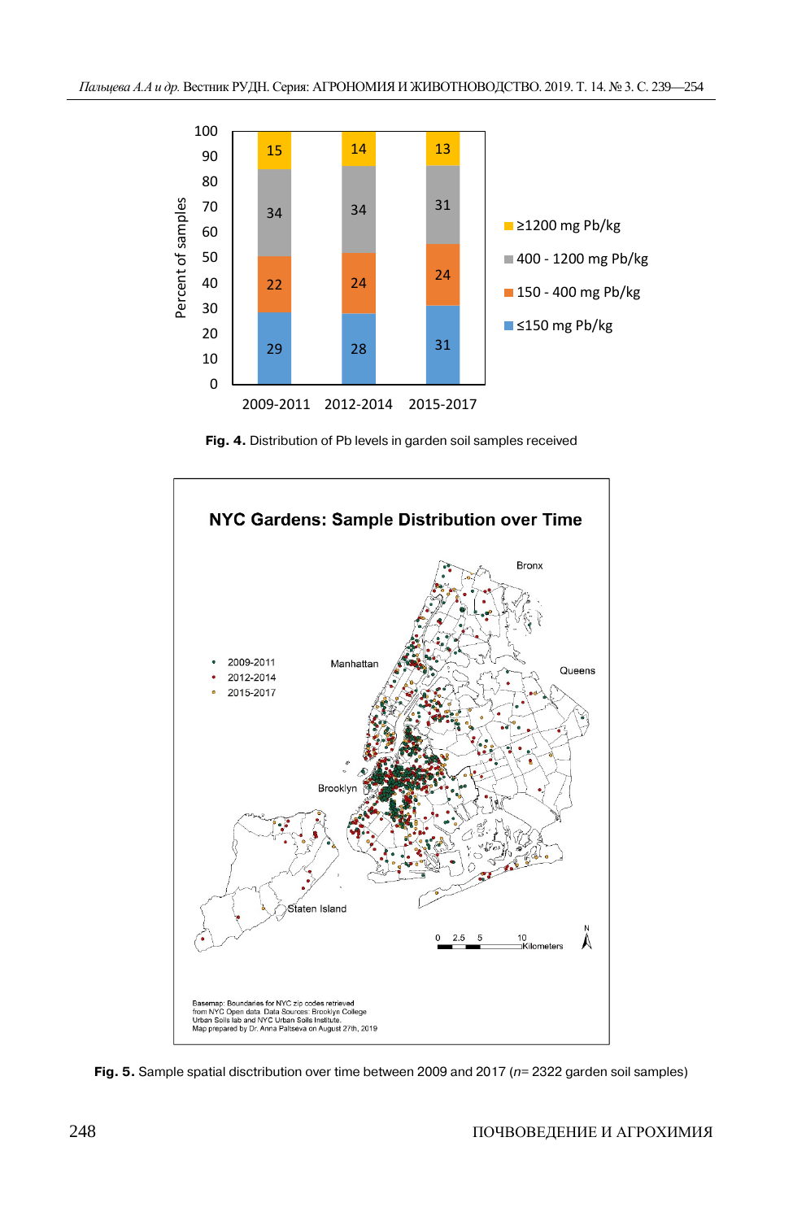**Fig. 4.** Distribution of Pb levels in garden soil samples received

**Fig. 5.** Sample spatial disctribution over time between 2009 and 2017 (*n*= 2322 garden soil samples)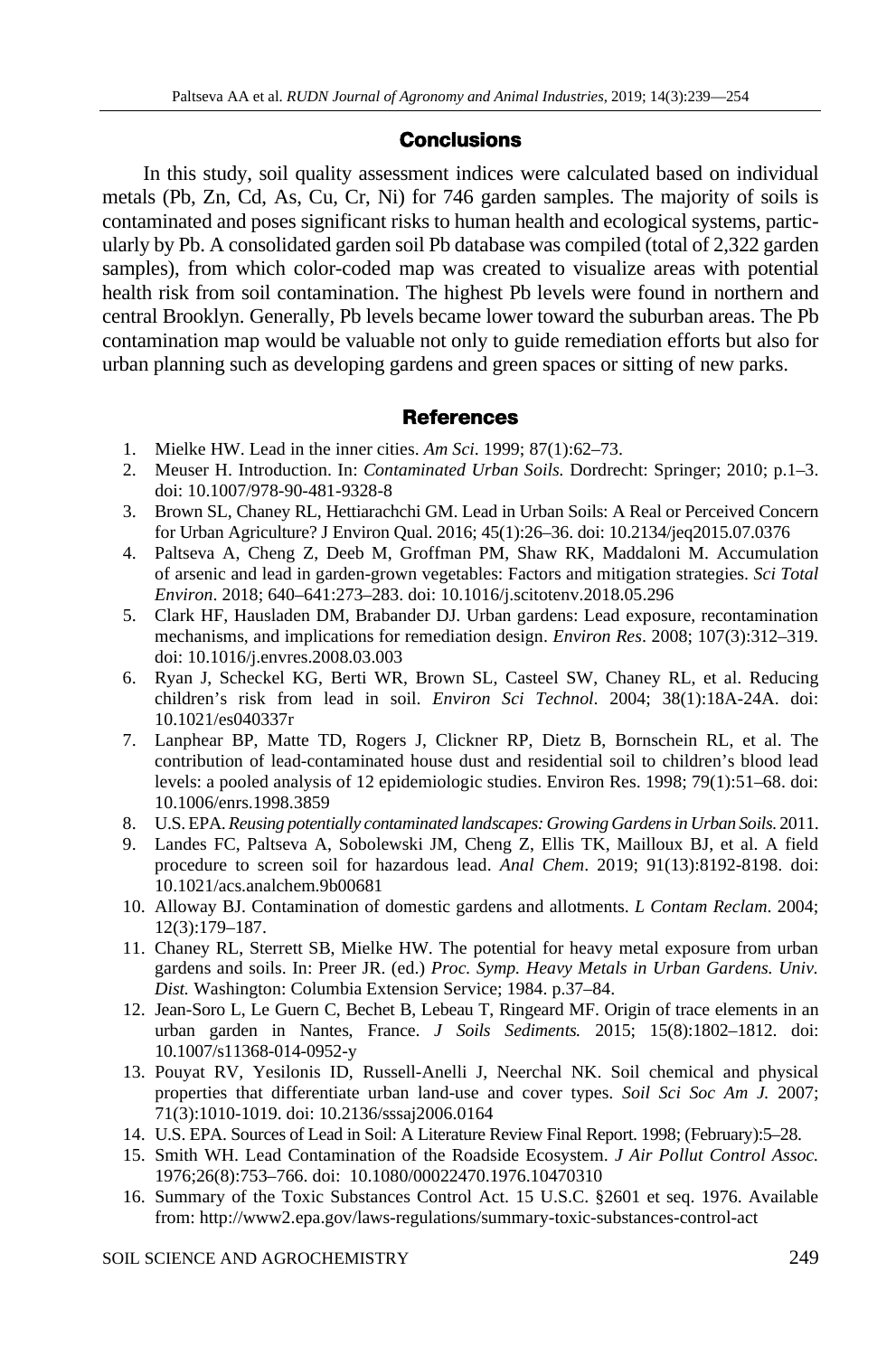## Conclusions

In this study, soil quality assessment indices were calculated based on individual metals (Pb, Zn, Cd, As, Cu, Cr, Ni) for 746 garden samples. The majority of soils is contaminated and poses significant risks to human health and ecological systems, particularly by Pb. A consolidated garden soil Pb database was compiled (total of 2,322 garden samples), from which color-coded map was created to visualize areas with potential health risk from soil contamination. The highest Pb levels were found in northern and central Brooklyn. Generally, Pb levels became lower toward the suburban areas. The Pb contamination map would be valuable not only to guide remediation efforts but also for urban planning such as developing gardens and green spaces or sitting of new parks.

## References

1. Mielke HW. Lead in the inner cities. *Am Sci*. 1999; 87(1):62–73.
2. Meuser H. Introduction. In: *Contaminated Urban Soils.* Dordrecht: Springer; 2010; p.1–3. doi: 10.1007/978-90-481-9328-8
3. Brown SL, Chaney RL, Hettiarachchi GM. Lead in Urban Soils: A Real or Perceived Concern for Urban Agriculture? J Environ Qual. 2016; 45(1):26–36. doi: 10.2134/jeq2015.07.0376
4. Paltseva A, Cheng Z, Deeb M, Groffman PM, Shaw RK, Maddaloni M. Accumulation of arsenic and lead in garden-grown vegetables: Factors and mitigation strategies. *Sci Total Environ*. 2018; 640–641:273–283. doi: 10.1016/j.scitotenv.2018.05.296
5. Clark HF, Hausladen DM, Brabander DJ. Urban gardens: Lead exposure, recontamination mechanisms, and implications for remediation design. *Environ Res*. 2008; 107(3):312–319. doi: 10.1016/j.envres.2008.03.003
6. Ryan J, Scheckel KG, Berti WR, Brown SL, Casteel SW, Chaney RL, et al. Reducing children's risk from lead in soil. *Environ Sci Technol*. 2004; 38(1):18A-24A. doi: 10.1021/es040337r
7. Lanphear BP, Matte TD, Rogers J, Clickner RP, Dietz B, Bornschein RL, et al. The contribution of lead-contaminated house dust and residential soil to children's blood lead levels: a pooled analysis of 12 epidemiologic studies. Environ Res. 1998; 79(1):51–68. doi: 10.1006/enrs.1998.3859
8. U.S. EPA. *Reusing potentially contaminated landscapes: Growing Gardens in Urban Soils.* 2011.
9. Landes FC, Paltseva A, Sobolewski JM, Cheng Z, Ellis TK, Mailloux BJ, et al. A field procedure to screen soil for hazardous lead. *Anal Chem*. 2019; 91(13):8192-8198. doi: 10.1021/acs.analchem.9b00681
10. Alloway BJ. Contamination of domestic gardens and allotments. *L Contam Reclam*. 2004; 12(3):179–187.
11. Chaney RL, Sterrett SB, Mielke HW. The potential for heavy metal exposure from urban gardens and soils. In: Preer JR. (ed.) *Proc. Symp. Heavy Metals in Urban Gardens. Univ. Dist.* Washington: Columbia Extension Service; 1984. p.37–84.
12. Jean-Soro L, Le Guern C, Bechet B, Lebeau T, Ringeard MF. Origin of trace elements in an urban garden in Nantes, France. *J Soils Sediments.* 2015; 15(8):1802–1812. doi: 10.1007/s11368-014-0952-y
13. Pouyat RV, Yesilonis ID, Russell-Anelli J, Neerchal NK. Soil chemical and physical properties that differentiate urban land-use and cover types. *Soil Sci Soc Am J.* 2007; 71(3):1010-1019. doi: 10.2136/sssaj2006.0164
14. U.S. EPA. Sources of Lead in Soil: A Literature Review Final Report. 1998; (February):5–28.
15. Smith WH. Lead Contamination of the Roadside Ecosystem. *J Air Pollut Control Assoc.* 1976;26(8):753–766. doi: 10.1080/00022470.1976.10470310
16. Summary of the Toxic Substances Control Act. 15 U.S.C. §2601 et seq. 1976. Available from: http://www2.epa.gov/laws-regulations/summary-toxic-substances-control-act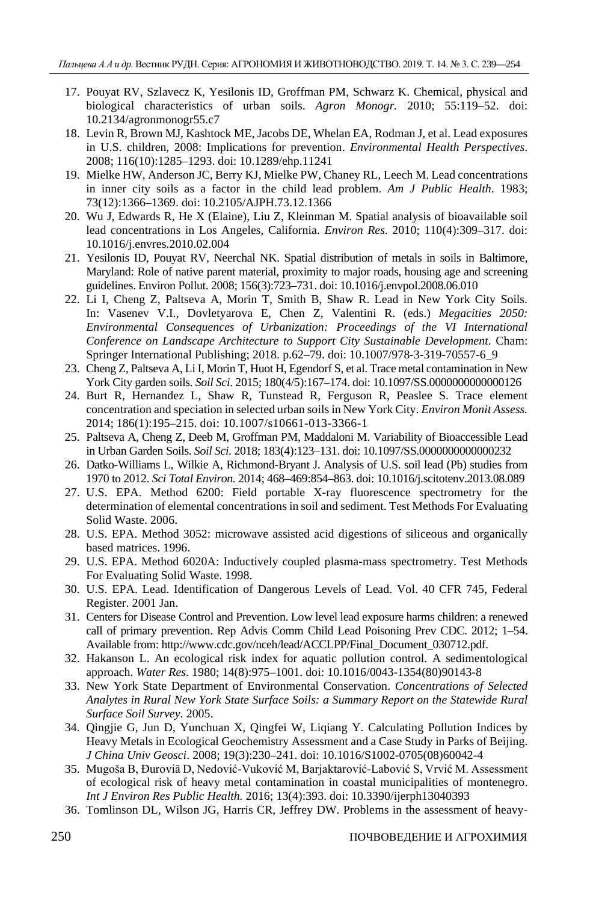17. Pouyat RV, Szlavecz K, Yesilonis ID, Groffman PM, Schwarz K. Chemical, physical and biological characteristics of urban soils. *Agron Monogr.* 2010; 55:119–52. doi: 10.2134/agronmonogr55.c7
18. Levin R, Brown MJ, Kashtock ME, Jacobs DE, Whelan EA, Rodman J, et al. Lead exposures in U.S. children, 2008: Implications for prevention. *Environmental Health Perspectives*. 2008; 116(10):1285–1293. doi: 10.1289/ehp.11241
19. Mielke HW, Anderson JC, Berry KJ, Mielke PW, Chaney RL, Leech M. Lead concentrations in inner city soils as a factor in the child lead problem. *Am J Public Health*. 1983; 73(12):1366–1369. doi: 10.2105/AJPH.73.12.1366
20. Wu J, Edwards R, He X (Elaine), Liu Z, Kleinman M. Spatial analysis of bioavailable soil lead concentrations in Los Angeles, California. *Environ Res*. 2010; 110(4):309–317. doi: 10.1016/j.envres.2010.02.004
21. Yesilonis ID, Pouyat RV, Neerchal NK. Spatial distribution of metals in soils in Baltimore, Maryland: Role of native parent material, proximity to major roads, housing age and screening guidelines. Environ Pollut. 2008; 156(3):723–731. doi: 10.1016/j.envpol.2008.06.010
22. Li I, Cheng Z, Paltseva A, Morin T, Smith B, Shaw R. Lead in New York City Soils. In: Vasenev V.I., Dovletyarova E, Chen Z, Valentini R. (eds.) *Megacities 2050: Environmental Consequences of Urbanization: Proceedings of the VI International Conference on Landscape Architecture to Support City Sustainable Development*. Cham: Springer International Publishing; 2018. p.62–79. doi: 10.1007/978-3-319-70557-6_9
23. Cheng Z, Paltseva A, Li I, Morin T, Huot H, Egendorf S, et al. Trace metal contamination in New York City garden soils. *Soil Sci.* 2015; 180(4/5):167–174. doi: 10.1097/SS.0000000000000126
24. Burt R, Hernandez L, Shaw R, Tunstead R, Ferguson R, Peaslee S. Trace element concentration and speciation in selected urban soils in New York City. *Environ Monit Assess.* 2014; 186(1):195–215. doi: 10.1007/s10661-013-3366-1
25. Paltseva A, Cheng Z, Deeb M, Groffman PM, Maddaloni M. Variability of Bioaccessible Lead in Urban Garden Soils. *Soil Sci.* 2018; 183(4):123–131. doi: 10.1097/SS.0000000000000232
26. Datko-Williams L, Wilkie A, Richmond-Bryant J. Analysis of U.S. soil lead (Pb) studies from 1970 to 2012. *Sci Total Environ.* 2014; 468–469:854–863. doi: 10.1016/j.scitotenv.2013.08.089
27. U.S. EPA. Method 6200: Field portable X-ray fluorescence spectrometry for the determination of elemental concentrations in soil and sediment. Test Methods For Evaluating Solid Waste. 2006.
28. U.S. EPA. Method 3052: microwave assisted acid digestions of siliceous and organically based matrices. 1996.
29. U.S. EPA. Method 6020A: Inductively coupled plasma-mass spectrometry. Test Methods For Evaluating Solid Waste. 1998.
30. U.S. EPA. Lead. Identification of Dangerous Levels of Lead. Vol. 40 CFR 745, Federal Register. 2001 Jan.
31. Centers for Disease Control and Prevention. Low level lead exposure harms children: a renewed call of primary prevention. Rep Advis Comm Child Lead Poisoning Prev CDC. 2012; 1–54. Available from: http://www.cdc.gov/nceh/lead/ACCLPP/Final_Document_030712.pdf.
32. Hakanson L. An ecological risk index for aquatic pollution control. A sedimentological approach. *Water Res*. 1980; 14(8):975–1001. doi: 10.1016/0043-1354(80)90143-8
33. New York State Department of Environmental Conservation. *Concentrations of Selected Analytes in Rural New York State Surface Soils: a Summary Report on the Statewide Rural Surface Soil Survey*. 2005.
34. Qingjie G, Jun D, Yunchuan X, Qingfei W, Liqiang Y. Calculating Pollution Indices by Heavy Metals in Ecological Geochemistry Assessment and a Case Study in Parks of Beijing. *J China Univ Geosci*. 2008; 19(3):230–241. doi: 10.1016/S1002-0705(08)60042-4
35. Mugoša B, Đuroviā D, Nedović-Vuković M, Barjaktarović-Labović S, Vrvić M. Assessment of ecological risk of heavy metal contamination in coastal municipalities of montenegro. *Int J Environ Res Public Health.* 2016; 13(4):393. doi: 10.3390/ijerph13040393
36. Tomlinson DL, Wilson JG, Harris CR, Jeffrey DW. Problems in the assessment of heavy-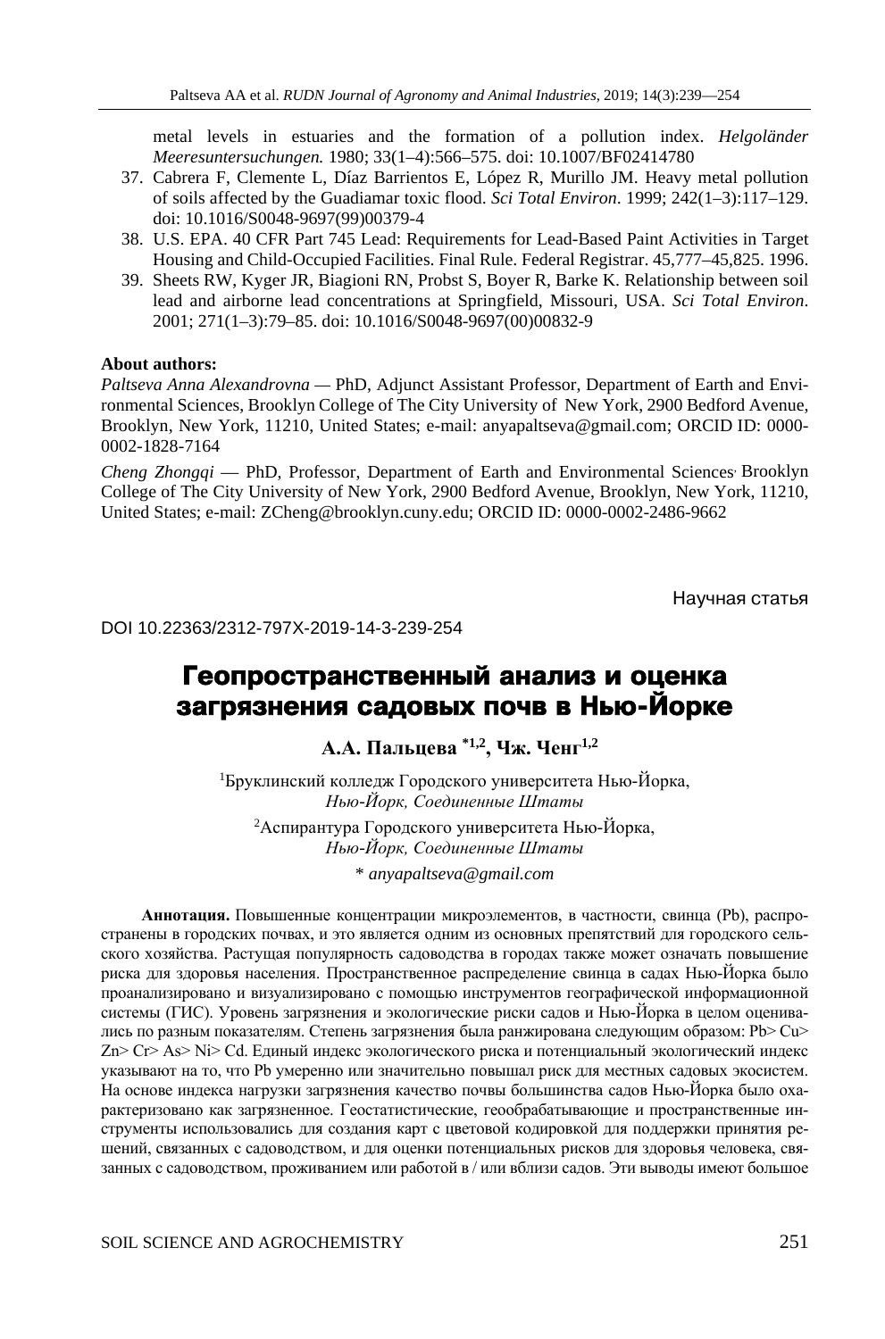metal levels in estuaries and the formation of a pollution index. *Helgoländer Meeresuntersuchungen.* 1980; 33(1–4):566–575. doi: 10.1007/BF02414780

37. Cabrera F, Clemente L, Díaz Barrientos E, López R, Murillo JM. Heavy metal pollution of soils affected by the Guadiamar toxic flood. *Sci Total Environ*. 1999; 242(1–3):117–129. doi: 10.1016/S0048-9697(99)00379-4
38. U.S. EPA. 40 CFR Part 745 Lead: Requirements for Lead-Based Paint Activities in Target Housing and Child-Occupied Facilities. Final Rule. Federal Registrar. 45,777–45,825. 1996.
39. Sheets RW, Kyger JR, Biagioni RN, Probst S, Boyer R, Barke K. Relationship between soil lead and airborne lead concentrations at Springfield, Missouri, USA. *Sci Total Environ*. 2001; 271(1–3):79–85. doi: 10.1016/S0048-9697(00)00832-9

**About authors:**

*Paltseva Anna Alexandrovna* — PhD, Adjunct Assistant Professor, Department of Earth and Environmental Sciences, Brooklyn College of The City University of New York, 2900 Bedford Avenue, Brooklyn, New York, 11210, United States; e-mail: anyapaltseva@gmail.com; ORCID ID: 0000-0002-1828-7164

*Cheng Zhongqi* — PhD, Professor, Department of Earth and Environmental Sciences, Brooklyn College of The City University of New York, 2900 Bedford Avenue, Brooklyn, New York, 11210, United States; e-mail: ZCheng@brooklyn.cuny.edu; ORCID ID: 0000-0002-2486-9662

Научная статья

DOI 10.22363/2312-797X-2019-14-3-239-254

# Геопространственный анализ и оценка загрязнения садовых почв в Нью-Йорке

**А.А. Пальцева *[1,2], Чж. Ченг[1,2]**

[1]Бруклинский колледж Городского университета Нью-Йорка, *Нью-Йорк, Соединенные Штаты*

[2]Аспирантура Городского университета Нью-Йорка, *Нью-Йорк, Соединенные Штаты*

\* *anyapaltseva@gmail.com*

**Аннотация.** Повышенные концентрации микроэлементов, в частности, свинца (Pb), распространены в городских почвах, и это является одним из основных препятствий для городского сельского хозяйства. Растущая популярность садоводства в городах также может означать повышение риска для здоровья населения. Пространственное распределение свинца в садах Нью-Йорка было проанализировано и визуализировано с помощью инструментов географической информационной системы (ГИС). Уровень загрязнения и экологические риски садов и Нью-Йорка в целом оценивались по разным показателям. Степень загрязнения была ранжирована следующим образом: Pb> Cu> Zn> Cr> As> Ni> Cd. Единый индекс экологического риска и потенциальный экологический индекс указывают на то, что Pb умеренно или значительно повышал риск для местных садовых экосистем. На основе индекса нагрузки загрязнения качество почвы большинства садов Нью-Йорка было охарактеризовано как загрязненное. Геостатистические, геообрабатывающие и пространственные инструменты использовались для создания карт с цветовой кодировкой для поддержки принятия решений, связанных с садоводством, и для оценки потенциальных рисков для здоровья человека, связанных с садоводством, проживанием или работой в / или вблизи садов. Эти выводы имеют большое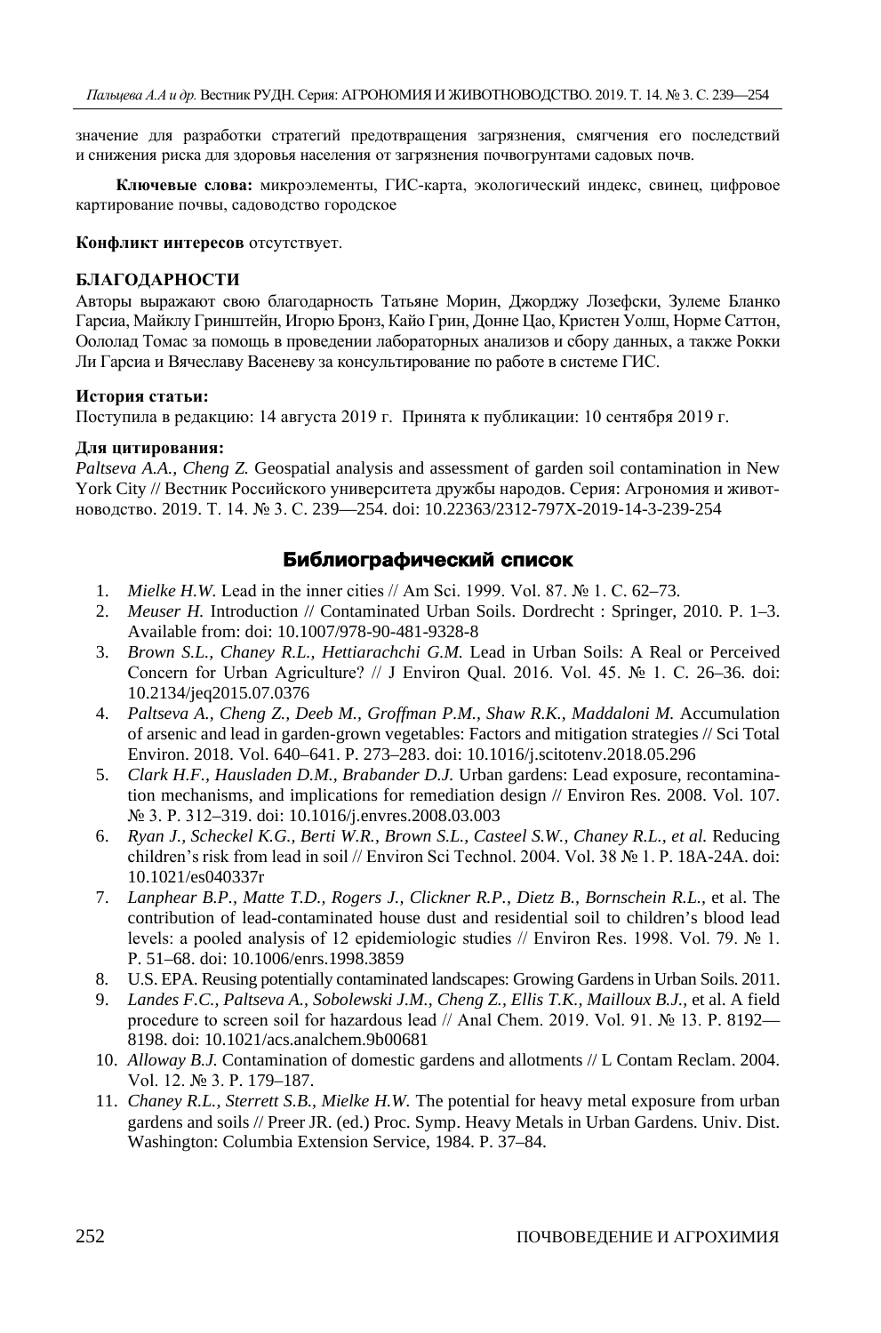значение для разработки стратегий предотвращения загрязнения, смягчения его последствий и снижения риска для здоровья населения от загрязнения почвогрунтами садовых почв.

**Ключевые слова:** микроэлементы, ГИС-карта, экологический индекс, свинец, цифровое картирование почвы, садоводство городское

**Конфликт интересов** отсутствует.

**БЛАГОДАРНОСТИ**

Авторы выражают свою благодарность Татьяне Морин, Джорджу Лозефски, Зулеме Бланко Гарсиа, Майклу Гринштейн, Игорю Бронз, Кайо Грин, Донне Цао, Кристен Уолш, Норме Саттон, Оололад Томас за помощь в проведении лабораторных анализов и сбору данных, а также Рокки Ли Гарсиа и Вячеславу Васеневу за консультирование по работе в системе ГИС.

**История статьи:**

Поступила в редакцию: 14 августа 2019 г. Принята к публикации: 10 сентября 2019 г.

**Для цитирования:**

*Paltseva A.A., Cheng Z.* Geospatial analysis and assessment of garden soil contamination in New York City // Вестник Российского университета дружбы народов. Серия: Агрономия и животноводство. 2019. Т. 14. № 3. С. 239—254. doi: 10.22363/2312-797X-2019-14-3-239-254

## Библиографический список

1. *Mielke H.W.* Lead in the inner cities // Am Sci. 1999. Vol. 87. № 1. С. 62–73.
2. *Meuser H.* Introduction // Contaminated Urban Soils. Dordrecht : Springer, 2010. P. 1–3. Available from: doi: 10.1007/978-90-481-9328-8
3. *Brown S.L., Chaney R.L., Hettiarachchi G.M.* Lead in Urban Soils: A Real or Perceived Concern for Urban Agriculture? // J Environ Qual. 2016. Vol. 45. № 1. С. 26–36. doi: 10.2134/jeq2015.07.0376
4. *Paltseva A., Cheng Z., Deeb M., Groffman P.M., Shaw R.K., Maddaloni M.* Accumulation of arsenic and lead in garden-grown vegetables: Factors and mitigation strategies // Sci Total Environ. 2018. Vol. 640–641. P. 273–283. doi: 10.1016/j.scitotenv.2018.05.296
5. *Clark H.F., Hausladen D.M., Brabander D.J.* Urban gardens: Lead exposure, recontamination mechanisms, and implications for remediation design // Environ Res. 2008. Vol. 107. № 3. P. 312–319. doi: 10.1016/j.envres.2008.03.003
6. *Ryan J., Scheckel K.G., Berti W.R., Brown S.L., Casteel S.W., Chaney R.L., et al.* Reducing children's risk from lead in soil // Environ Sci Technol. 2004. Vol. 38 № 1. P. 18A-24A. doi: 10.1021/es040337r
7. *Lanphear B.P., Matte T.D., Rogers J., Clickner R.P., Dietz B., Bornschein R.L.,* et al. The contribution of lead-contaminated house dust and residential soil to children's blood lead levels: a pooled analysis of 12 epidemiologic studies // Environ Res. 1998. Vol. 79. № 1. P. 51–68. doi: 10.1006/enrs.1998.3859
8. U.S. EPA. Reusing potentially contaminated landscapes: Growing Gardens in Urban Soils. 2011.
9. *Landes F.C., Paltseva A., Sobolewski J.M., Cheng Z., Ellis T.K., Mailloux B.J.,* et al. A field procedure to screen soil for hazardous lead // Anal Chem. 2019. Vol. 91. № 13. P. 8192—8198. doi: 10.1021/acs.analchem.9b00681
10. *Alloway B.J.* Contamination of domestic gardens and allotments // L Contam Reclam. 2004. Vol. 12. № 3. P. 179–187.
11. *Chaney R.L., Sterrett S.B., Mielke H.W.* The potential for heavy metal exposure from urban gardens and soils // Preer JR. (ed.) Proc. Symp. Heavy Metals in Urban Gardens. Univ. Dist. Washington: Columbia Extension Service, 1984. P. 37–84.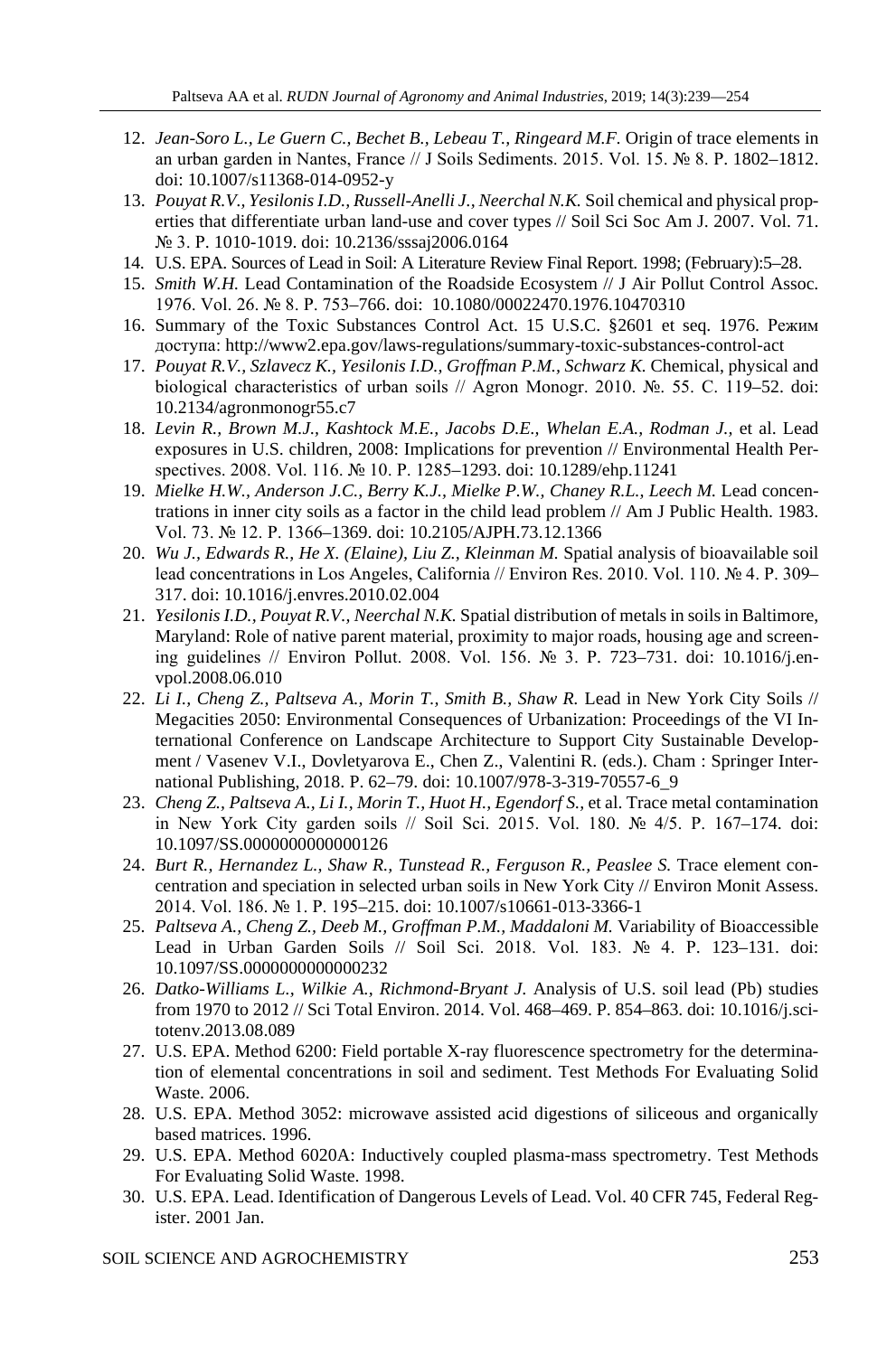12. *Jean-Soro L., Le Guern C., Bechet B., Lebeau T., Ringeard M.F.* Origin of trace elements in an urban garden in Nantes, France // J Soils Sediments. 2015. Vol. 15. № 8. P. 1802–1812. doi: 10.1007/s11368-014-0952-y
13. *Pouyat R.V., Yesilonis I.D., Russell-Anelli J., Neerchal N.K.* Soil chemical and physical properties that differentiate urban land-use and cover types // Soil Sci Soc Am J. 2007. Vol. 71. № 3. P. 1010-1019. doi: 10.2136/sssaj2006.0164
14. U.S. EPA. Sources of Lead in Soil: A Literature Review Final Report. 1998; (February):5–28.
15. *Smith W.H.* Lead Contamination of the Roadside Ecosystem // J Air Pollut Control Assoc. 1976. Vol. 26. № 8. P. 753–766. doi: 10.1080/00022470.1976.10470310
16. Summary of the Toxic Substances Control Act. 15 U.S.C. §2601 et seq. 1976. Режим доступа: http://www2.epa.gov/laws-regulations/summary-toxic-substances-control-act
17. *Pouyat R.V., Szlavecz K., Yesilonis I.D., Groffman P.M., Schwarz K.* Chemical, physical and biological characteristics of urban soils // Agron Monogr. 2010. №. 55. C. 119–52. doi: 10.2134/agronmonogr55.c7
18. *Levin R., Brown M.J., Kashtock M.E., Jacobs D.E., Whelan E.A., Rodman J.,* et al. Lead exposures in U.S. children, 2008: Implications for prevention // Environmental Health Perspectives. 2008. Vol. 116. № 10. P. 1285–1293. doi: 10.1289/ehp.11241
19. *Mielke H.W., Anderson J.C., Berry K.J., Mielke P.W., Chaney R.L., Leech M.* Lead concentrations in inner city soils as a factor in the child lead problem // Am J Public Health. 1983. Vol. 73. № 12. P. 1366–1369. doi: 10.2105/AJPH.73.12.1366
20. *Wu J., Edwards R., He X. (Elaine), Liu Z., Kleinman M.* Spatial analysis of bioavailable soil lead concentrations in Los Angeles, California // Environ Res. 2010. Vol. 110. № 4. P. 309–317. doi: 10.1016/j.envres.2010.02.004
21. *Yesilonis I.D., Pouyat R.V., Neerchal N.K.* Spatial distribution of metals in soils in Baltimore, Maryland: Role of native parent material, proximity to major roads, housing age and screening guidelines // Environ Pollut. 2008. Vol. 156. № 3. P. 723–731. doi: 10.1016/j.envpol.2008.06.010
22. *Li I., Cheng Z., Paltseva A., Morin T., Smith B., Shaw R.* Lead in New York City Soils // Megacities 2050: Environmental Consequences of Urbanization: Proceedings of the VI International Conference on Landscape Architecture to Support City Sustainable Development / Vasenev V.I., Dovletyarova E., Chen Z., Valentini R. (eds.). Cham : Springer International Publishing, 2018. P. 62–79. doi: 10.1007/978-3-319-70557-6_9
23. *Cheng Z., Paltseva A., Li I., Morin T., Huot H., Egendorf S.,* et al. Trace metal contamination in New York City garden soils // Soil Sci. 2015. Vol. 180. № 4/5. P. 167–174. doi: 10.1097/SS.0000000000000126
24. *Burt R., Hernandez L., Shaw R., Tunstead R., Ferguson R., Peaslee S.* Trace element concentration and speciation in selected urban soils in New York City // Environ Monit Assess. 2014. Vol. 186. № 1. P. 195–215. doi: 10.1007/s10661-013-3366-1
25. *Paltseva A., Cheng Z., Deeb M., Groffman P.M., Maddaloni M.* Variability of Bioaccessible Lead in Urban Garden Soils // Soil Sci. 2018. Vol. 183. № 4. P. 123–131. doi: 10.1097/SS.0000000000000232
26. *Datko-Williams L., Wilkie A., Richmond-Bryant J.* Analysis of U.S. soil lead (Pb) studies from 1970 to 2012 // Sci Total Environ. 2014. Vol. 468–469. P. 854–863. doi: 10.1016/j.scitotenv.2013.08.089
27. U.S. EPA. Method 6200: Field portable X-ray fluorescence spectrometry for the determination of elemental concentrations in soil and sediment. Test Methods For Evaluating Solid Waste. 2006.
28. U.S. EPA. Method 3052: microwave assisted acid digestions of siliceous and organically based matrices. 1996.
29. U.S. EPA. Method 6020A: Inductively coupled plasma-mass spectrometry. Test Methods For Evaluating Solid Waste. 1998.
30. U.S. EPA. Lead. Identification of Dangerous Levels of Lead. Vol. 40 CFR 745, Federal Register. 2001 Jan.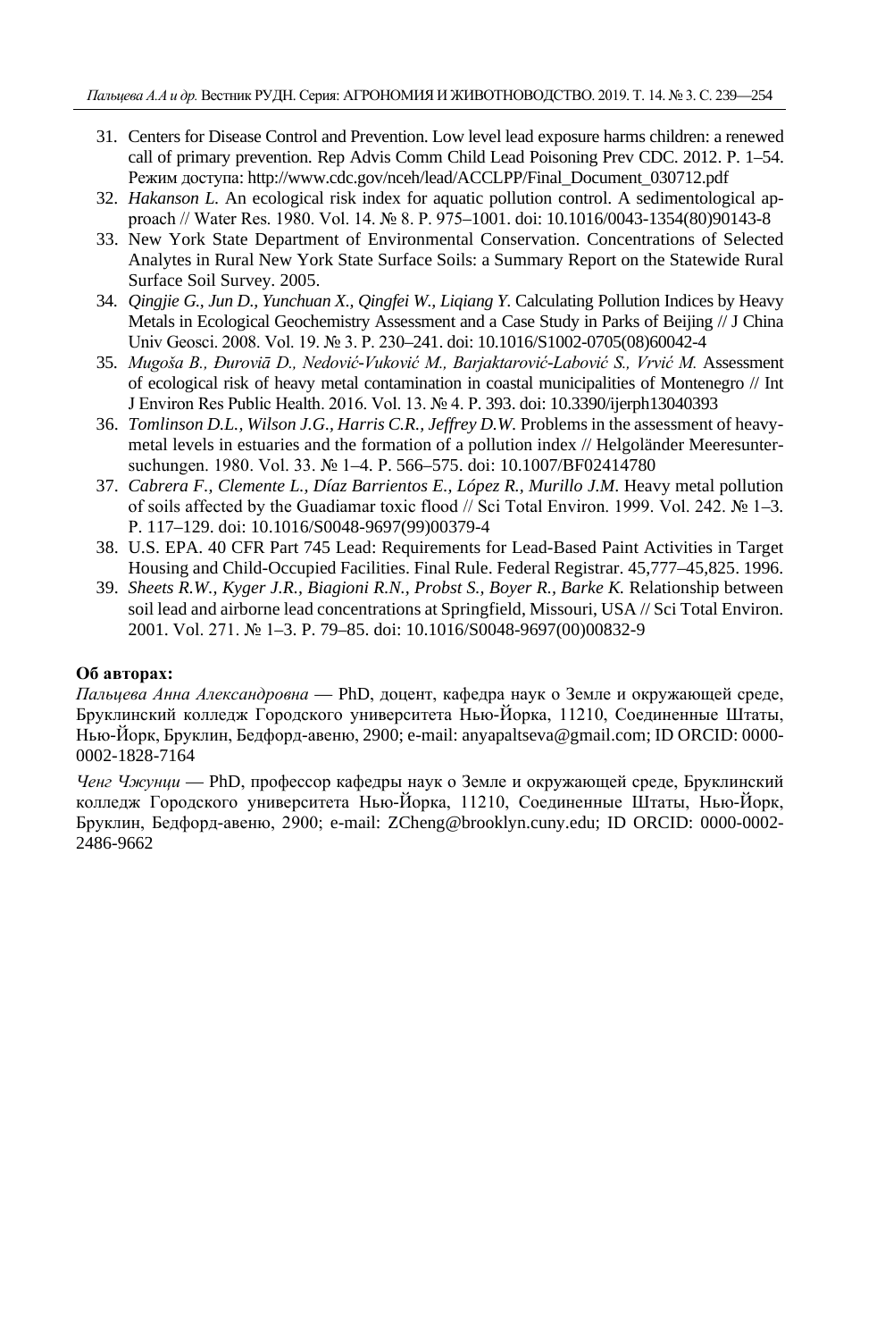31. Centers for Disease Control and Prevention. Low level lead exposure harms children: a renewed call of primary prevention. Rep Advis Comm Child Lead Poisoning Prev CDC. 2012. P. 1–54. Режим доступа: http://www.cdc.gov/nceh/lead/ACCLPP/Final_Document_030712.pdf
32. *Hakanson L.* An ecological risk index for aquatic pollution control. A sedimentological approach // Water Res. 1980. Vol. 14. № 8. P. 975–1001. doi: 10.1016/0043-1354(80)90143-8
33. New York State Department of Environmental Conservation. Concentrations of Selected Analytes in Rural New York State Surface Soils: a Summary Report on the Statewide Rural Surface Soil Survey. 2005.
34. *Qingjie G., Jun D., Yunchuan X., Qingfei W., Liqiang Y.* Calculating Pollution Indices by Heavy Metals in Ecological Geochemistry Assessment and a Case Study in Parks of Beijing // J China Univ Geosci. 2008. Vol. 19. № 3. P. 230–241. doi: 10.1016/S1002-0705(08)60042-4
35. *Mugoša B., Đuroviā D., Nedović-Vuković M., Barjaktarović-Labović S., Vrvić M.* Assessment of ecological risk of heavy metal contamination in coastal municipalities of Montenegro // Int J Environ Res Public Health. 2016. Vol. 13. № 4. P. 393. doi: 10.3390/ijerph13040393
36. *Tomlinson D.L., Wilson J.G., Harris C.R., Jeffrey D.W.* Problems in the assessment of heavy-metal levels in estuaries and the formation of a pollution index // Helgoländer Meeresuntersuchungen. 1980. Vol. 33. № 1–4. P. 566–575. doi: 10.1007/BF02414780
37. *Cabrera F., Clemente L., Díaz Barrientos E., López R., Murillo J.M.* Heavy metal pollution of soils affected by the Guadiamar toxic flood // Sci Total Environ. 1999. Vol. 242. № 1–3. P. 117–129. doi: 10.1016/S0048-9697(99)00379-4
38. U.S. EPA. 40 CFR Part 745 Lead: Requirements for Lead-Based Paint Activities in Target Housing and Child-Occupied Facilities. Final Rule. Federal Registrar. 45,777–45,825. 1996.
39. *Sheets R.W., Kyger J.R., Biagioni R.N., Probst S., Boyer R., Barke K.* Relationship between soil lead and airborne lead concentrations at Springfield, Missouri, USA // Sci Total Environ. 2001. Vol. 271. № 1–3. P. 79–85. doi: 10.1016/S0048-9697(00)00832-9

**Об авторах:**

*Пальцева Анна Александровна* — PhD, доцент, кафедра наук о Земле и окружающей среде, Бруклинский колледж Городского университета Нью-Йорка, 11210, Соединенные Штаты, Нью-Йорк, Бруклин, Бедфорд-авеню, 2900; e-mail: anyapaltseva@gmail.com; ID ORCID: 0000-0002-1828-7164

*Ченг Чжунци* — PhD, профессор кафедры наук о Земле и окружающей среде, Бруклинский колледж Городского университета Нью-Йорка, 11210, Соединенные Штаты, Нью-Йорк, Бруклин, Бедфорд-авеню, 2900; e-mail: ZCheng@brooklyn.cuny.edu; ID ORCID: 0000-0002-2486-9662